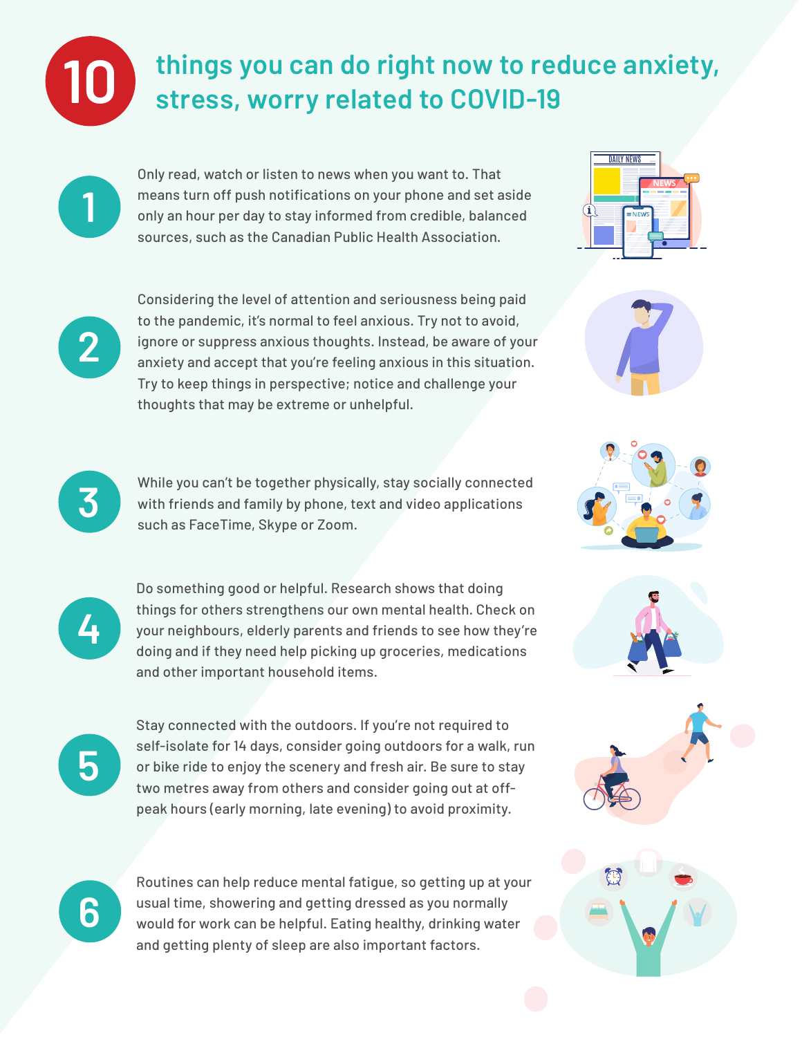# 10 things you can do right now to reduce anxiety, stress, worry related to COVID-19

1. Only read, watch or listen to news when you want to. That means turn off push notifications on your phone and set aside only an hour per day to stay informed from credible, balanced sources, such as the Canadian Public Health Association.

2. Considering the level of attention and seriousness being paid to the pandemic, it's normal to feel anxious. Try not to avoid, ignore or suppress anxious thoughts. Instead, be aware of your anxiety and accept that you're feeling anxious in this situation. Try to keep things in perspective; notice and challenge your thoughts that may be extreme or unhelpful.

3. While you can't be together physically, stay socially connected with friends and family by phone, text and video applications such as FaceTime, Skype or Zoom.

4. Do something good or helpful. Research shows that doing things for others strengthens our own mental health. Check on your neighbours, elderly parents and friends to see how they're doing and if they need help picking up groceries, medications and other important household items.

5. Stay connected with the outdoors. If you're not required to self-isolate for 14 days, consider going outdoors for a walk, run or bike ride to enjoy the scenery and fresh air. Be sure to stay two metres away from others and consider going out at off-peak hours (early morning, late evening) to avoid proximity.

6. Routines can help reduce mental fatigue, so getting up at your usual time, showering and getting dressed as you normally would for work can be helpful. Eating healthy, drinking water and getting plenty of sleep are also important factors.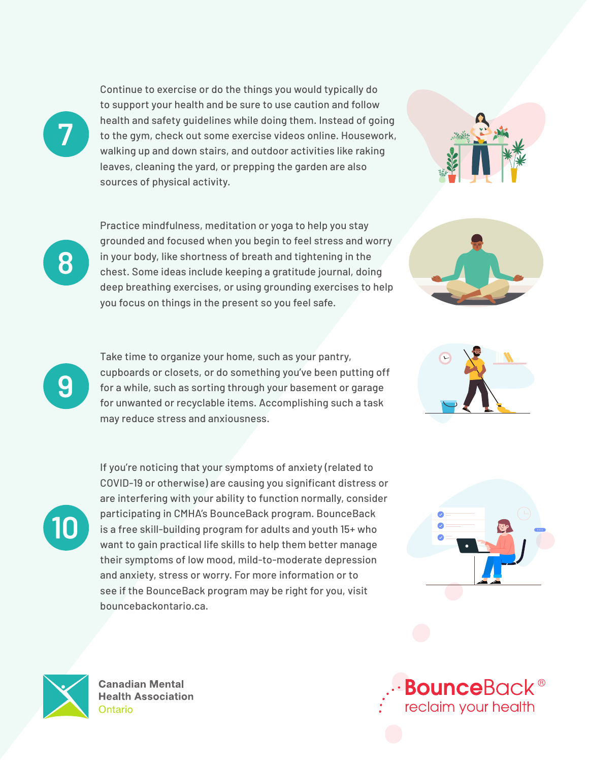7. Continue to exercise or do the things you would typically do to support your health and be sure to use caution and follow health and safety guidelines while doing them. Instead of going to the gym, check out some exercise videos online. Housework, walking up and down stairs, and outdoor activities like raking leaves, cleaning the yard, or prepping the garden are also sources of physical activity.

8. Practice mindfulness, meditation or yoga to help you stay grounded and focused when you begin to feel stress and worry in your body, like shortness of breath and tightening in the chest. Some ideas include keeping a gratitude journal, doing deep breathing exercises, or using grounding exercises to help you focus on things in the present so you feel safe.

9. Take time to organize your home, such as your pantry, cupboards or closets, or do something you've been putting off for a while, such as sorting through your basement or garage for unwanted or recyclable items. Accomplishing such a task may reduce stress and anxiousness.

10. If you're noticing that your symptoms of anxiety (related to COVID-19 or otherwise) are causing you significant distress or are interfering with your ability to function normally, consider participating in CMHA's BounceBack program. BounceBack is a free skill-building program for adults and youth 15+ who want to gain practical life skills to help them better manage their symptoms of low mood, mild-to-moderate depression and anxiety, stress or worry. For more information or to see if the BounceBack program may be right for you, visit bouncebackontario.ca.

Canadian Mental Health Association
Ontario

BounceBack®
reclaim your health